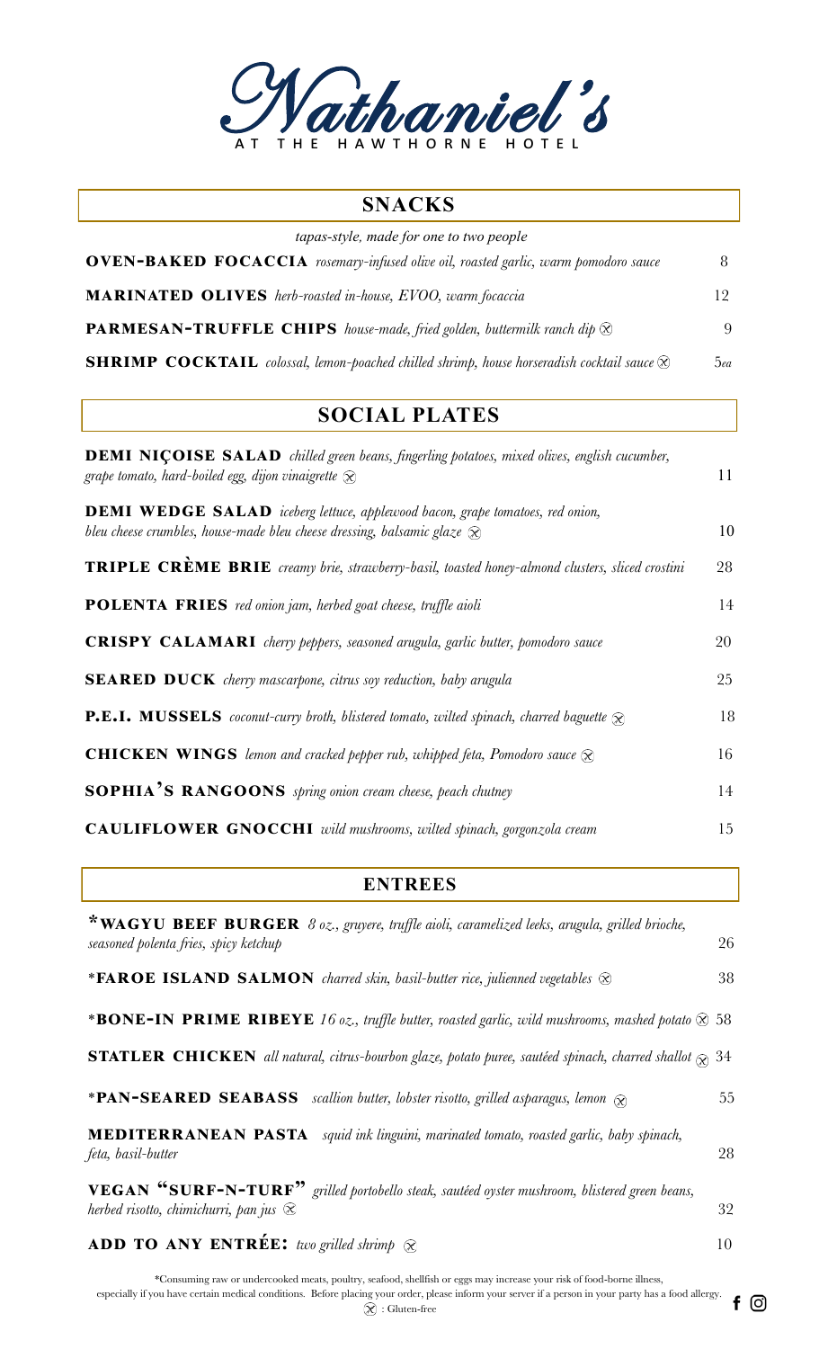# Nathaniel's

AT THE HAWTHORNE HOTEL

## SNACKS

*tapas-style, made for one to two people*

**OVEN-BAKED FOCACCIA** *rosemary-infused olive oil, roasted garlic, warm pomodoro sauce* 8

**MARINATED OLIVES** *herb-roasted in-house, EVOO, warm focaccia* 12

**PARMESAN-TRUFFLE CHIPS** *house-made, fried golden, buttermilk ranch dip* ⊗ 9

**SHRIMP COCKTAIL** *colossal, lemon-poached chilled shrimp, house horseradish cocktail sauce* ⊗ 5*ea*

## SOCIAL PLATES

**DEMI NIÇOISE SALAD** *chilled green beans, fingerling potatoes, mixed olives, english cucumber, grape tomato, hard-boiled egg, dijon vinaigrette* ⊗ 11

**DEMI WEDGE SALAD** *iceberg lettuce, applewood bacon, grape tomatoes, red onion, bleu cheese crumbles, house-made bleu cheese dressing, balsamic glaze* ⊗ 10

**TRIPLE CRÈME BRIE** *creamy brie, strawberry-basil, toasted honey-almond clusters, sliced crostini* 28

**POLENTA FRIES** *red onion jam, herbed goat cheese, truffle aioli* 14

**CRISPY CALAMARI** *cherry peppers, seasoned arugula, garlic butter, pomodoro sauce* 20

**SEARED DUCK** *cherry mascarpone, citrus soy reduction, baby arugula* 25

**P.E.I. MUSSELS** *coconut-curry broth, blistered tomato, wilted spinach, charred baguette* ⊗ 18

**CHICKEN WINGS** *lemon and cracked pepper rub, whipped feta, Pomodoro sauce* ⊗ 16

**SOPHIA'S RANGOONS** *spring onion cream cheese, peach chutney* 14

**CAULIFLOWER GNOCCHI** *wild mushrooms, wilted spinach, gorgonzola cream* 15

## ENTREES

**\*WAGYU BEEF BURGER** *8 oz., gruyere, truffle aioli, caramelized leeks, arugula, grilled brioche, seasoned polenta fries, spicy ketchup* 26

**\*FAROE ISLAND SALMON** *charred skin, basil-butter rice, julienned vegetables* ⊗ 38

**\*BONE-IN PRIME RIBEYE** *16 oz., truffle butter, roasted garlic, wild mushrooms, mashed potato* ⊗ 58

**STATLER CHICKEN** *all natural, citrus-bourbon glaze, potato puree, sautéed spinach, charred shallot* ⊗ 34

**\*PAN-SEARED SEABASS** *scallion butter, lobster risotto, grilled asparagus, lemon* ⊗ 55

**MEDITERRANEAN PASTA** *squid ink linguini, marinated tomato, roasted garlic, baby spinach, feta, basil-butter* 28

**VEGAN "SURF-N-TURF"** *grilled portobello steak, sautéed oyster mushroom, blistered green beans, herbed risotto, chimichurri, pan jus* ⊗ 32

**ADD TO ANY ENTRÉE:** *two grilled shrimp* ⊗ 10

\*Consuming raw or undercooked meats, poultry, seafood, shellfish or eggs may increase your risk of food-borne illness, especially if you have certain medical conditions. Before placing your order, please inform your server if a person in your party has a food allergy.

⊗ : Gluten-free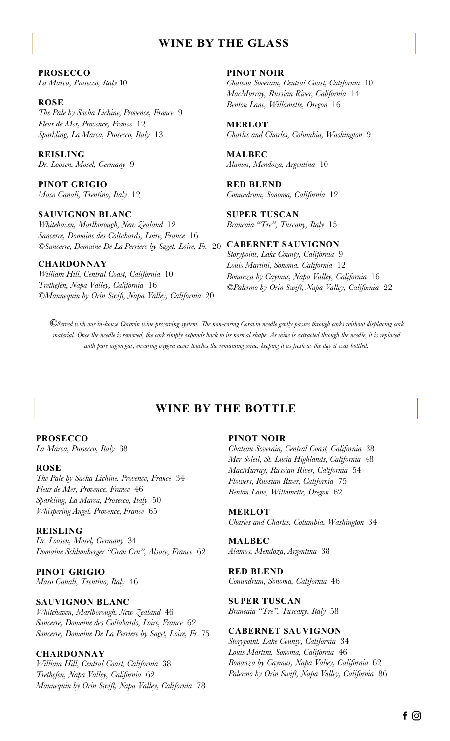## WINE BY THE GLASS

**PROSECCO**
*La Marca, Prosecco, Italy* 10

**ROSE**
*The Pale by Sacha Lichine, Provence, France* 9
*Fleur de Mer, Provence, France* 12
*Sparkling, La Marca, Prosecco, Italy* 13

**REISLING**
*Dr. Loosen, Mosel, Germany* 9

**PINOT GRIGIO**
*Maso Canali, Trentino, Italy* 12

**SAUVIGNON BLANC**
*Whitehaven, Marlborough, New Zealand* 12
*Sancerre, Domaine des Coltabards, Loire, France* 16
*©Sancerre, Domaine De La Perriere by Saget, Loire, Fr.* 20

**CHARDONNAY**
*William Hill, Central Coast, California* 10
*Trethefen, Napa Valley, California* 16
*©Mannequin by Orin Swift, Napa Valley, California* 20

**PINOT NOIR**
*Chateau Soverain, Central Coast, California* 10
*MacMurray, Russian River, California* 14
*Benton Lane, Willamette, Oregon* 16

**MERLOT**
*Charles and Charles, Columbia, Washington* 9

**MALBEC**
*Alamos, Mendoza, Argentina* 10

**RED BLEND**
*Conundrum, Sonoma, California* 12

**SUPER TUSCAN**
*Brancaia "Tre", Tuscany, Italy* 15

**CABERNET SAUVIGNON**
*Storypoint, Lake County, California* 9
*Louis Martini, Sonoma, California* 12
*Bonanza by Caymus, Napa Valley, California* 16
*©Palermo by Orin Swift, Napa Valley, California* 22

*©Served with our in-house Coravin wine preserving system. The non-coring Coravin needle gently passes through corks without displacing cork material. Once the needle is removed, the cork simply expands back to its normal shape. As wine is extracted through the needle, it is replaced with pure argon gas, ensuring oxygen never touches the remaining wine, keeping it as fresh as the day it was bottled.*

## WINE BY THE BOTTLE

**PROSECCO**
*La Marca, Prosecco, Italy* 38

**ROSE**
*The Pale by Sacha Lichine, Provence, France* 34
*Fleur de Mer, Provence, France* 46
*Sparkling, La Marca, Prosecco, Italy* 50
*Whispering Angel, Provence, France* 65

**REISLING**
*Dr. Loosen, Mosel, Germany* 34
*Domaine Schlumberger "Gran Cru", Alsace, France* 62

**PINOT GRIGIO**
*Maso Canali, Trentino, Italy* 46

**SAUVIGNON BLANC**
*Whitehaven, Marlborough, New Zealand* 46
*Sancerre, Domaine des Coltabards, Loire, France* 62
*Sancerre, Domaine De La Perriere by Saget, Loire, Fr* 75

**CHARDONNAY**
*William Hill, Central Coast, California* 38
*Trethefen, Napa Valley, California* 62
*Mannequin by Orin Swift, Napa Valley, California* 78

**PINOT NOIR**
*Chateau Soverain, Central Coast, California* 38
*Mer Soleil, St. Lucia Highlands, California* 48
*MacMurray, Russian River, California* 54
*Flowers, Russian River, California* 75
*Benton Lane, Willamette, Oregon* 62

**MERLOT**
*Charles and Charles, Columbia, Washington* 34

**MALBEC**
*Alamos, Mendoza, Argentina* 38

**RED BLEND**
*Conundrum, Sonoma, California* 46

**SUPER TUSCAN**
*Brancaia "Tre", Tuscany, Italy* 58

**CABERNET SAUVIGNON**
*Storypoint, Lake County, California* 34
*Louis Martini, Sonoma, California* 46
*Bonanza by Caymus, Napa Valley, California* 62
*Palermo by Orin Swift, Napa Valley, California* 86